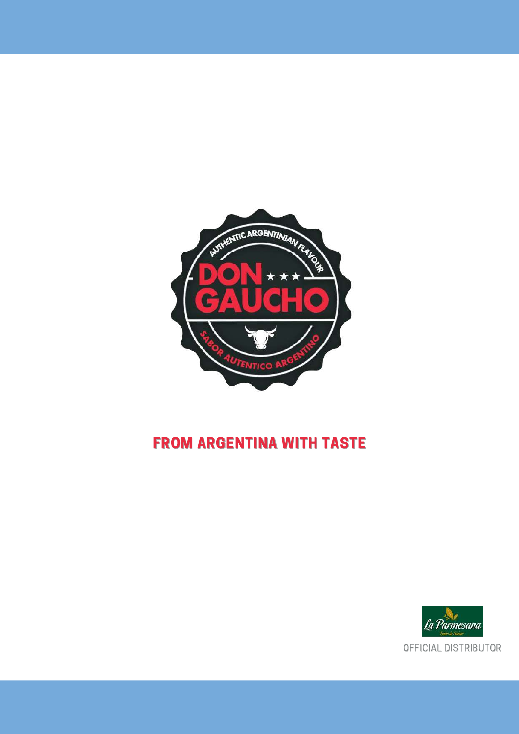AUTHENTIC ARGENTINIAN FLAVOUR

# DON GAUCHO

SABOR AUTENTICO ARGENTINO

## FROM ARGENTINA WITH TASTE

La Parmesana

Sabe de Sabor

OFFICIAL DISTRIBUTOR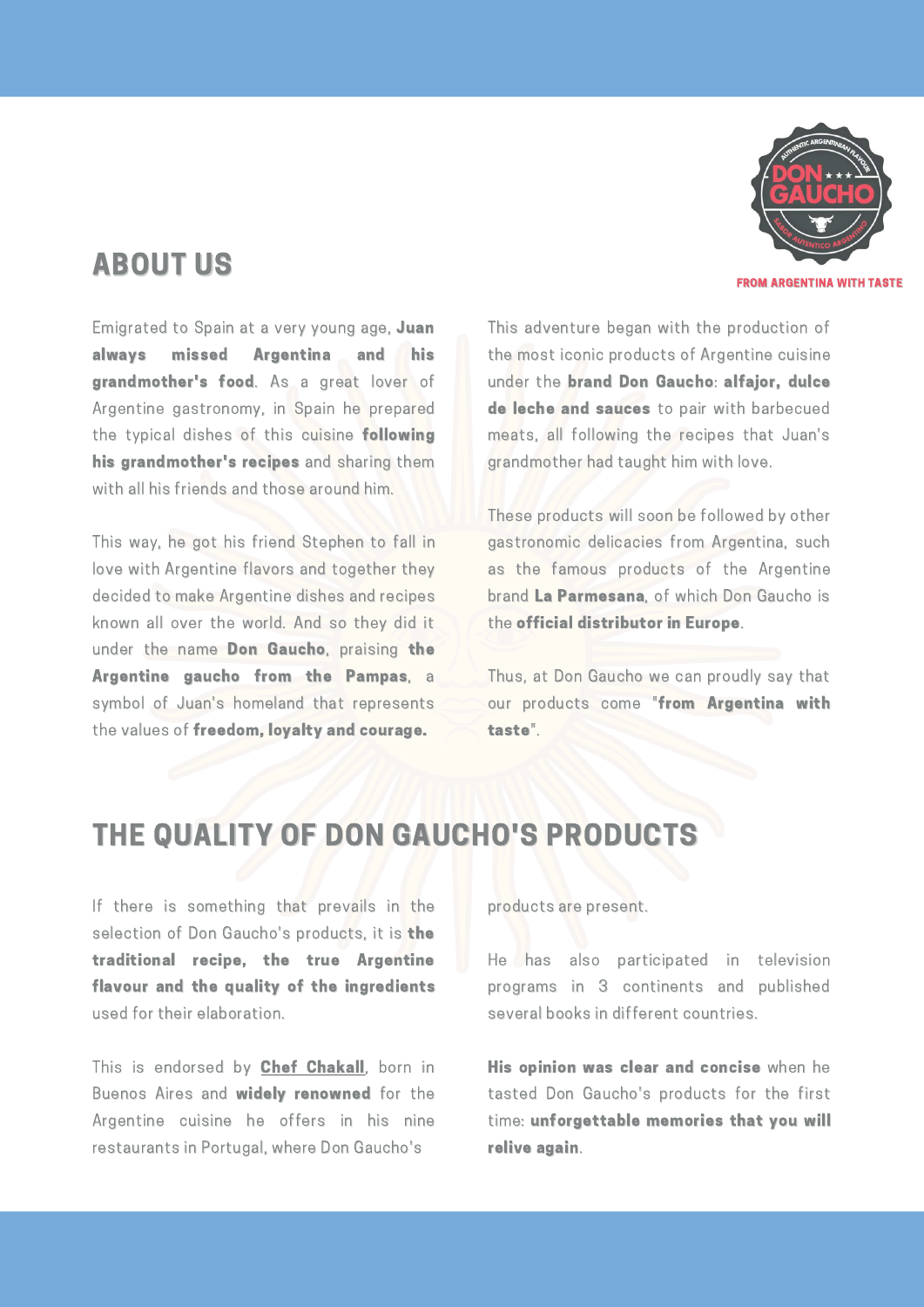## ABOUT US

Emigrated to Spain at a very young age, **Juan always missed Argentina and his grandmother's food**. As a great lover of Argentine gastronomy, in Spain he prepared the typical dishes of this cuisine **following his grandmother's recipes** and sharing them with all his friends and those around him.

This way, he got his friend Stephen to fall in love with Argentine flavors and together they decided to make Argentine dishes and recipes known all over the world. And so they did it under the name **Don Gaucho**, praising **the Argentine gaucho from the Pampas**, a symbol of Juan's homeland that represents the values of **freedom, loyalty and courage.**

This adventure began with the production of the most iconic products of Argentine cuisine under the **brand Don Gaucho**: **alfajor, dulce de leche and sauces** to pair with barbecued meats, all following the recipes that Juan's grandmother had taught him with love.

These products will soon be followed by other gastronomic delicacies from Argentina, such as the famous products of the Argentine brand **La Parmesana**, of which Don Gaucho is the **official distributor in Europe**.

Thus, at Don Gaucho we can proudly say that our products come "**from Argentina with taste**".

## THE QUALITY OF DON GAUCHO'S PRODUCTS

If there is something that prevails in the selection of Don Gaucho's products, it is **the traditional recipe, the true Argentine flavour and the quality of the ingredients** used for their elaboration.

This is endorsed by **Chef Chakall**, born in Buenos Aires and **widely renowned** for the Argentine cuisine he offers in his nine restaurants in Portugal, where Don Gaucho's products are present.

He has also participated in television programs in 3 continents and published several books in different countries.

**His opinion was clear and concise** when he tasted Don Gaucho's products for the first time: **unforgettable memories that you will relive again**.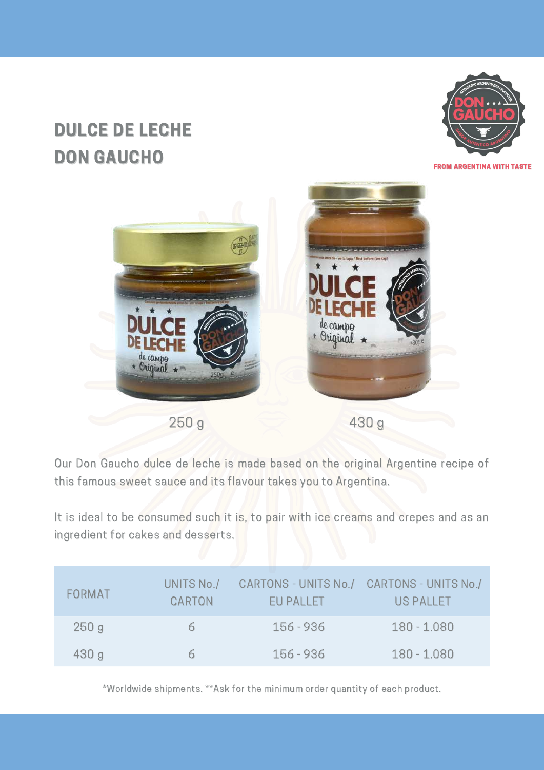# DULCE DE LECHE DON GAUCHO

FROM ARGENTINA WITH TASTE

250 g

430 g

Our Don Gaucho dulce de leche is made based on the original Argentine recipe of this famous sweet sauce and its flavour takes you to Argentina.

It is ideal to be consumed such it is, to pair with ice creams and crepes and as an ingredient for cakes and desserts.

| FORMAT | UNITS No./ CARTON | CARTONS - UNITS No./ EU PALLET | CARTONS - UNITS No./ US PALLET |
|---|---|---|---|
| 250 g | 6 | 156 - 936 | 180 - 1.080 |
| 430 g | 6 | 156 - 936 | 180 - 1.080 |

*Worldwide shipments. **Ask for the minimum order quantity of each product.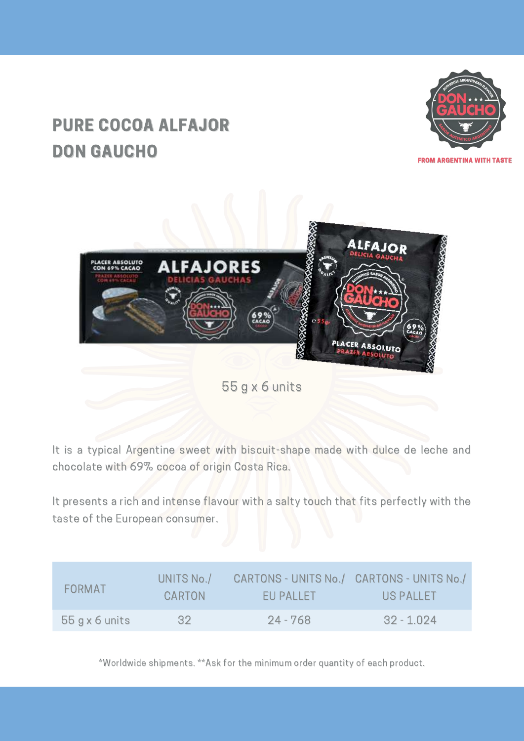# PURE COCOA ALFAJOR DON GAUCHO

FROM ARGENTINA WITH TASTE

55 g x 6 units

It is a typical Argentine sweet with biscuit-shape made with dulce de leche and chocolate with 69% cocoa of origin Costa Rica.

It presents a rich and intense flavour with a salty touch that fits perfectly with the taste of the European consumer.

| FORMAT | UNITS No./ CARTON | CARTONS - UNITS No./ EU PALLET | CARTONS - UNITS No./ US PALLET |
|---|---|---|---|
| 55 g x 6 units | 32 | 24 - 768 | 32 - 1.024 |

*Worldwide shipments. **Ask for the minimum order quantity of each product.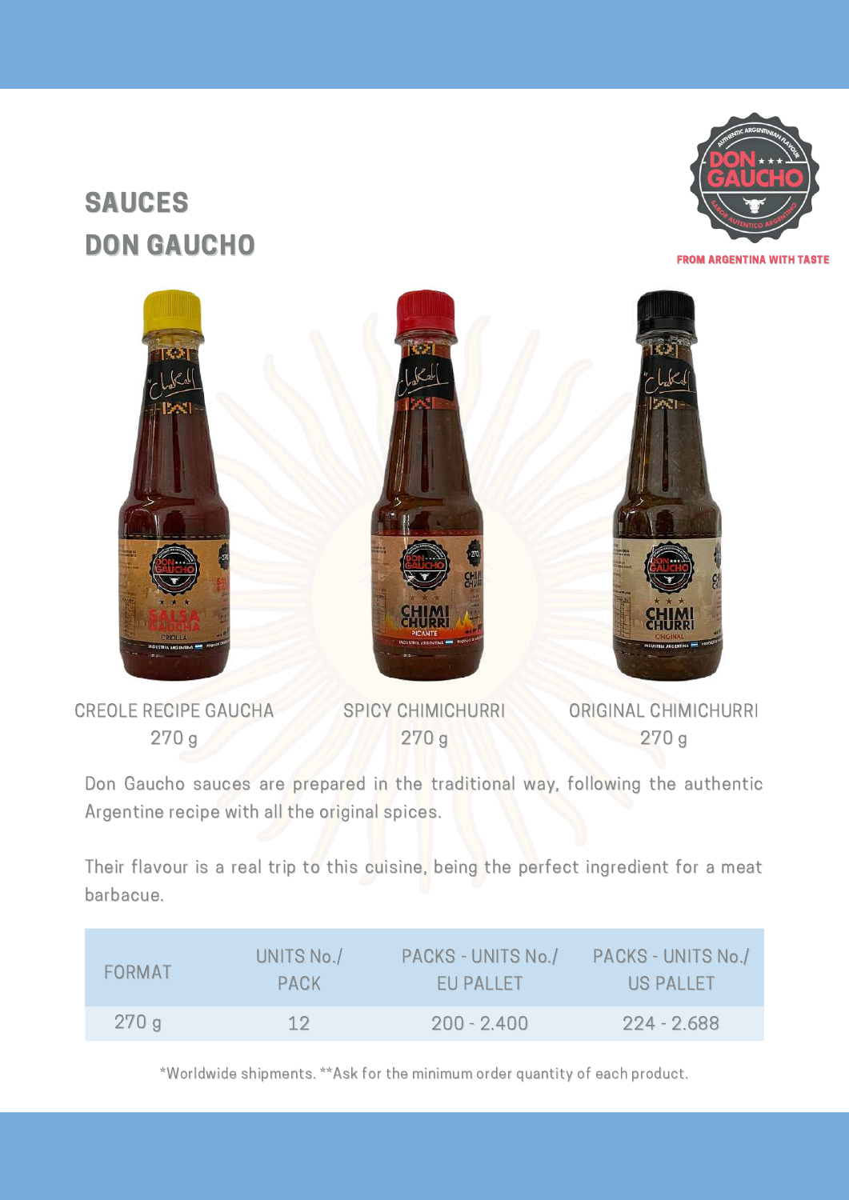# SAUCES
# DON GAUCHO

FROM ARGENTINA WITH TASTE

CREOLE RECIPE GAUCHA
270 g

SPICY CHIMICHURRI
270 g

ORIGINAL CHIMICHURRI
270 g

Don Gaucho sauces are prepared in the traditional way, following the authentic Argentine recipe with all the original spices.

Their flavour is a real trip to this cuisine, being the perfect ingredient for a meat barbacue.

| FORMAT | UNITS No./ PACK | PACKS - UNITS No./ EU PALLET | PACKS - UNITS No./ US PALLET |
|---|---|---|---|
| 270 g | 12 | 200 - 2.400 | 224 - 2.688 |

*Worldwide shipments. **Ask for the minimum order quantity of each product.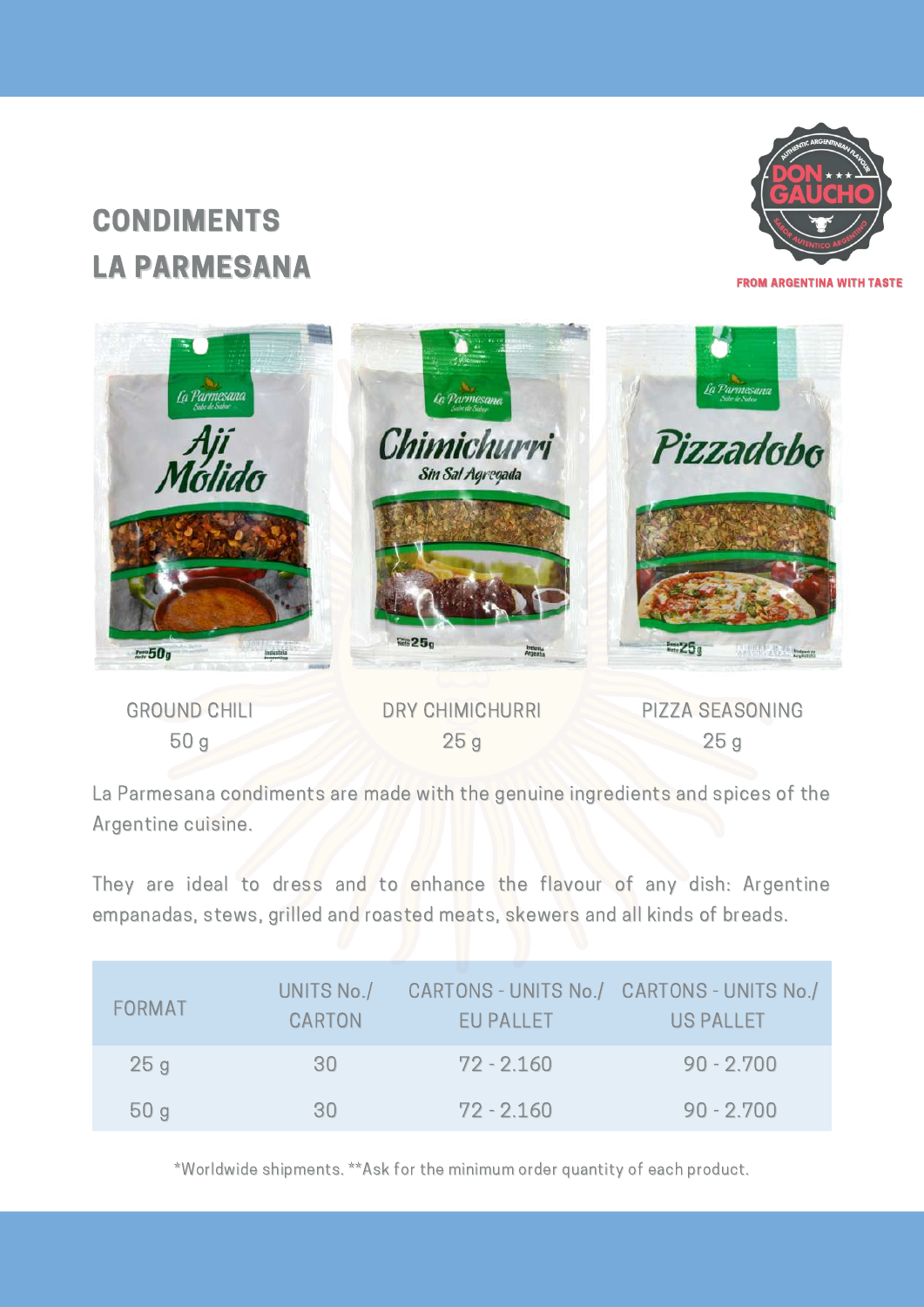# CONDIMENTS
# LA PARMESANA

**FROM ARGENTINA WITH TASTE**

GROUND CHILI
50 g

DRY CHIMICHURRI
25 g

PIZZA SEASONING
25 g

La Parmesana condiments are made with the genuine ingredients and spices of the Argentine cuisine.

They are ideal to dress and to enhance the flavour of any dish: Argentine empanadas, stews, grilled and roasted meats, skewers and all kinds of breads.

| FORMAT | UNITS No./ CARTON | CARTONS - UNITS No./ EU PALLET | CARTONS - UNITS No./ US PALLET |
|---|---|---|---|
| 25 g | 30 | 72 - 2.160 | 90 - 2.700 |
| 50 g | 30 | 72 - 2.160 | 90 - 2.700 |

*Worldwide shipments. **Ask for the minimum order quantity of each product.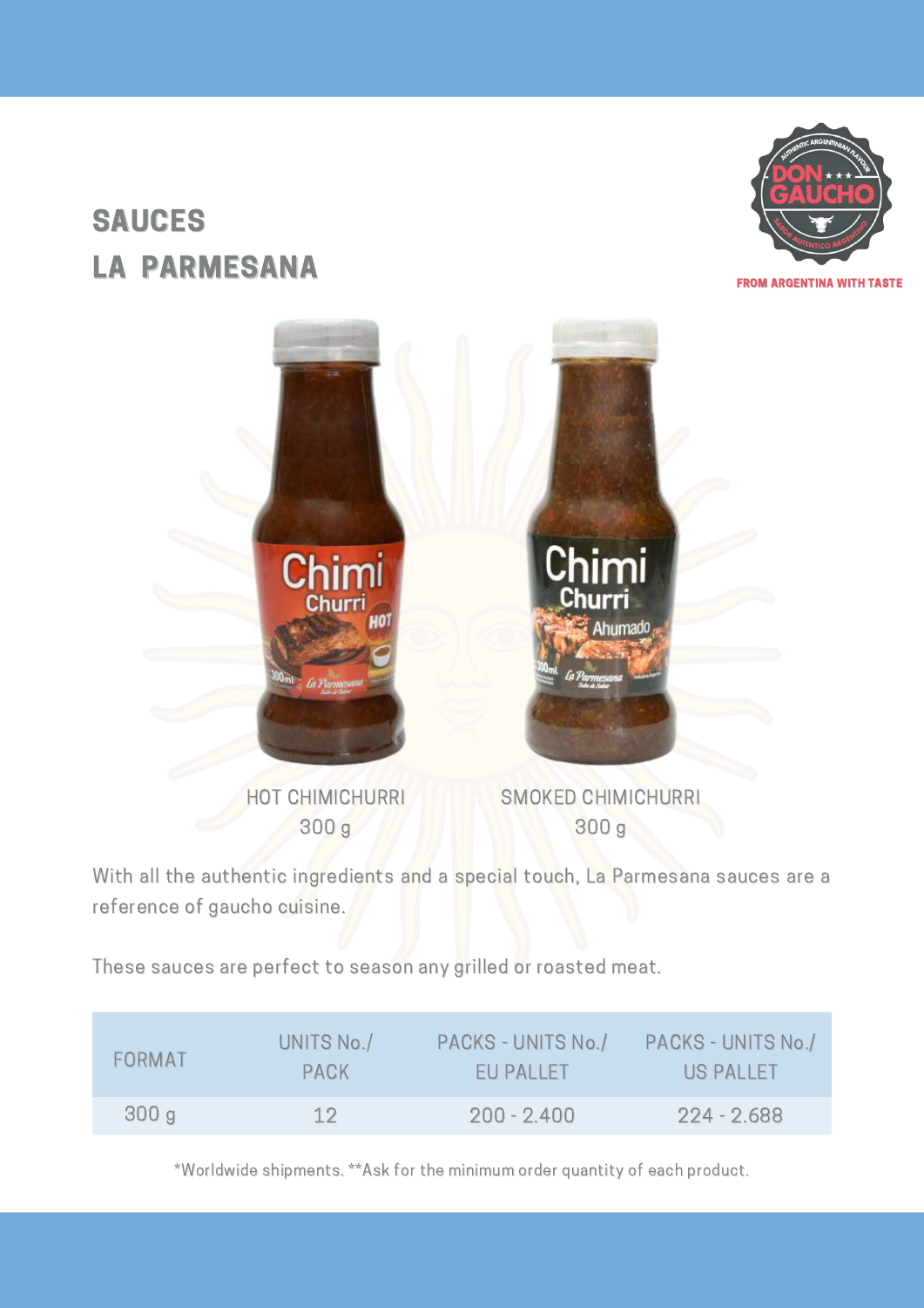# SAUCES
# LA PARMESANA

FROM ARGENTINA WITH TASTE

HOT CHIMICHURRI
300 g

SMOKED CHIMICHURRI
300 g

With all the authentic ingredients and a special touch, La Parmesana sauces are a reference of gaucho cuisine.

These sauces are perfect to season any grilled or roasted meat.

| FORMAT | UNITS No./ PACK | PACKS - UNITS No./ EU PALLET | PACKS - UNITS No./ US PALLET |
|---|---|---|---|
| 300 g | 12 | 200 - 2.400 | 224 - 2.688 |

*Worldwide shipments. **Ask for the minimum order quantity of each product.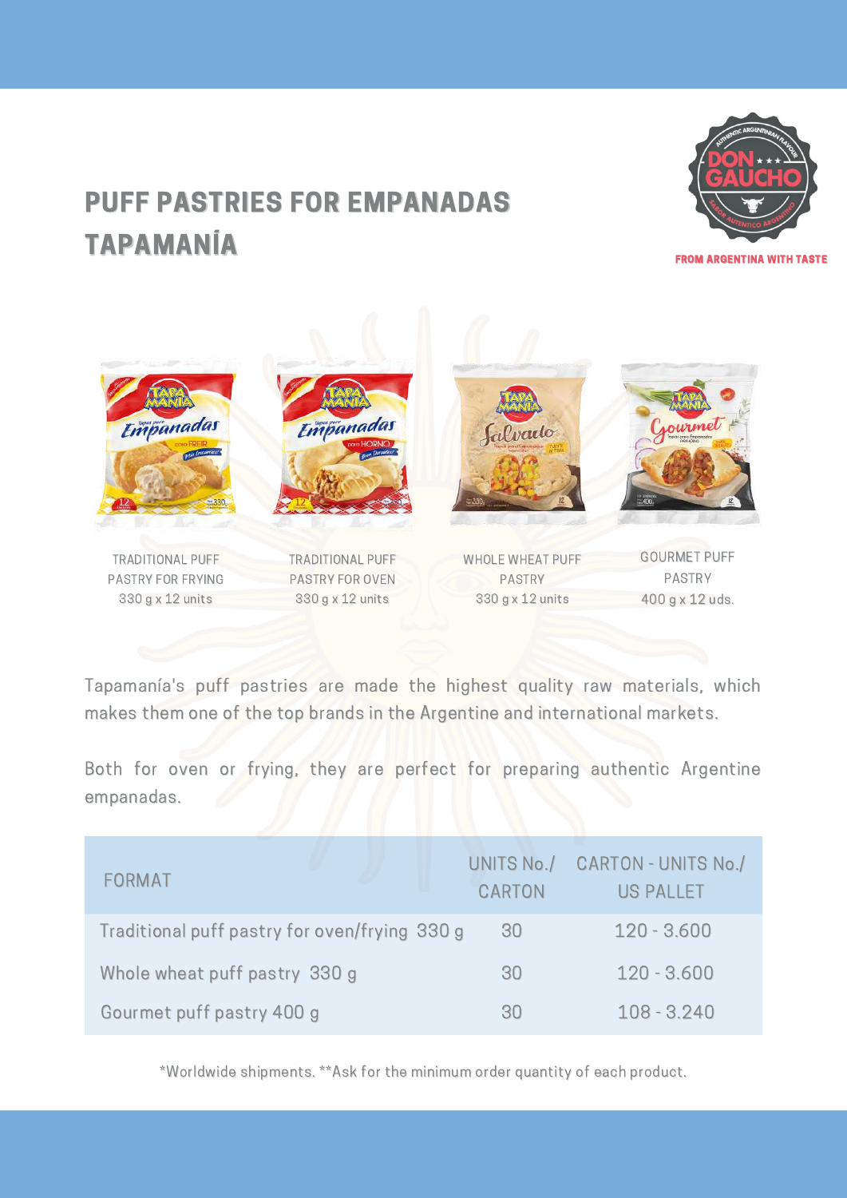# PUFF PASTRIES FOR EMPANADAS TAPAMANÍA

FROM ARGENTINA WITH TASTE

TRADITIONAL PUFF PASTRY FOR FRYING
330 g x 12 units

TRADITIONAL PUFF PASTRY FOR OVEN
330 g x 12 units

WHOLE WHEAT PUFF PASTRY
330 g x 12 units

GOURMET PUFF PASTRY
400 g x 12 uds.

Tapamanía's puff pastries are made the highest quality raw materials, which makes them one of the top brands in the Argentine and international markets.

Both for oven or frying, they are perfect for preparing authentic Argentine empanadas.

| FORMAT | UNITS No./ CARTON | CARTON - UNITS No./ US PALLET |
|---|---|---|
| Traditional puff pastry for oven/frying 330 g | 30 | 120 - 3.600 |
| Whole wheat puff pastry 330 g | 30 | 120 - 3.600 |
| Gourmet puff pastry 400 g | 30 | 108 - 3.240 |

*Worldwide shipments. **Ask for the minimum order quantity of each product.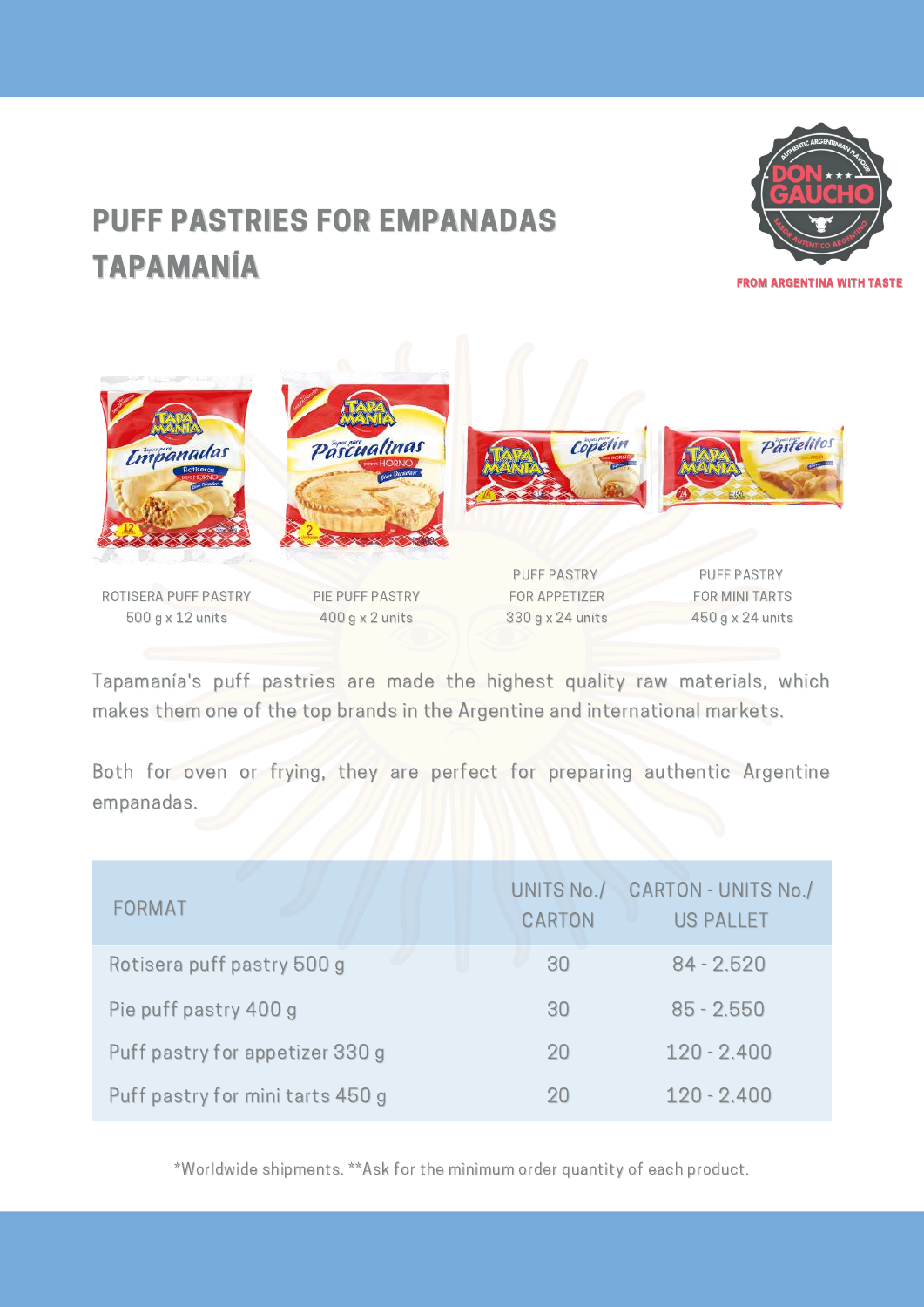# PUFF PASTRIES FOR EMPANADAS TAPAMANÍA

FROM ARGENTINA WITH TASTE

ROTISERA PUFF PASTRY
500 g x 12 units

PIE PUFF PASTRY
400 g x 2 units

PUFF PASTRY
FOR APPETIZER
330 g x 24 units

PUFF PASTRY
FOR MINI TARTS
450 g x 24 units

Tapamanía's puff pastries are made the highest quality raw materials, which makes them one of the top brands in the Argentine and international markets.

Both for oven or frying, they are perfect for preparing authentic Argentine empanadas.

| FORMAT | UNITS No./ CARTON | CARTON - UNITS No./ US PALLET |
|---|---|---|
| Rotisera puff pastry 500 g | 30 | 84 - 2.520 |
| Pie puff pastry 400 g | 30 | 85 - 2.550 |
| Puff pastry for appetizer 330 g | 20 | 120 - 2.400 |
| Puff pastry for mini tarts 450 g | 20 | 120 - 2.400 |

*Worldwide shipments. **Ask for the minimum order quantity of each product.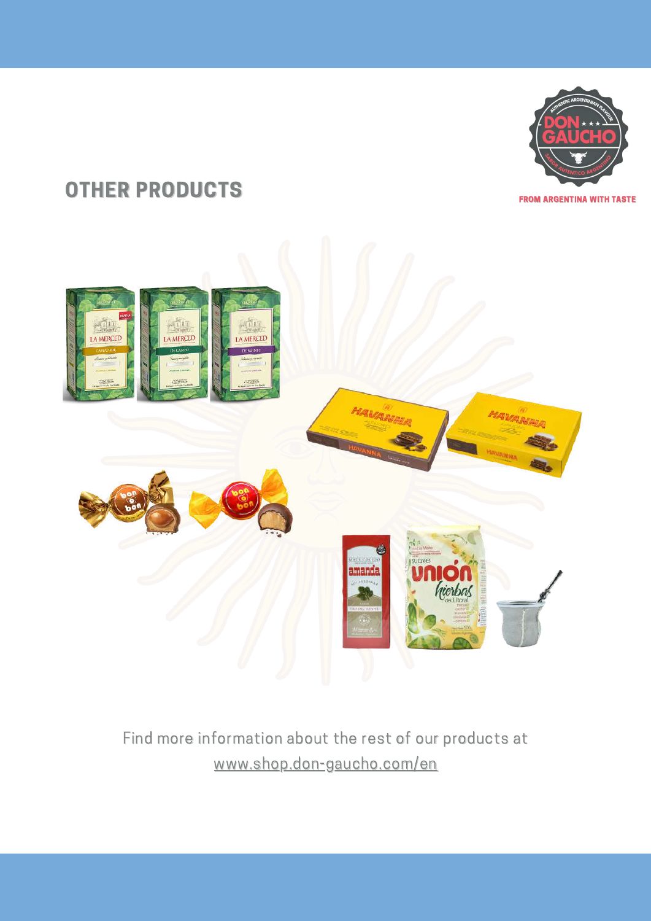## OTHER PRODUCTS

Find more information about the rest of our products at
www.shop.don-gaucho.com/en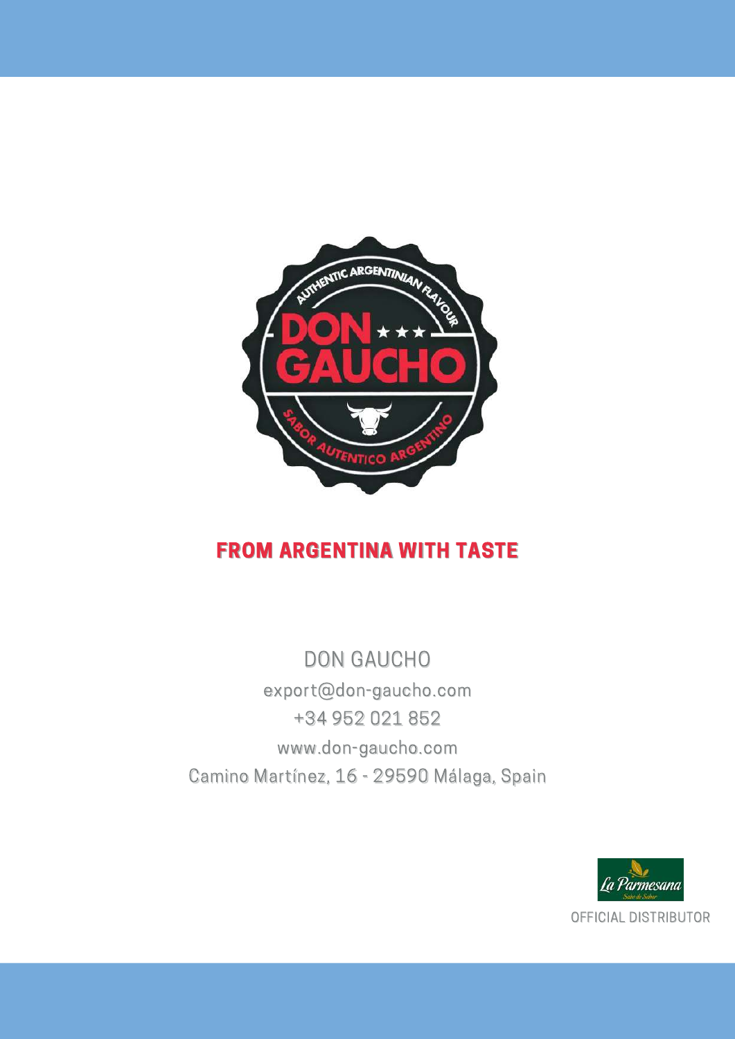FROM ARGENTINA WITH TASTE

DON GAUCHO

export@don-gaucho.com

+34 952 021 852

www.don-gaucho.com

Camino Martínez, 16 - 29590 Málaga, Spain

OFFICIAL DISTRIBUTOR